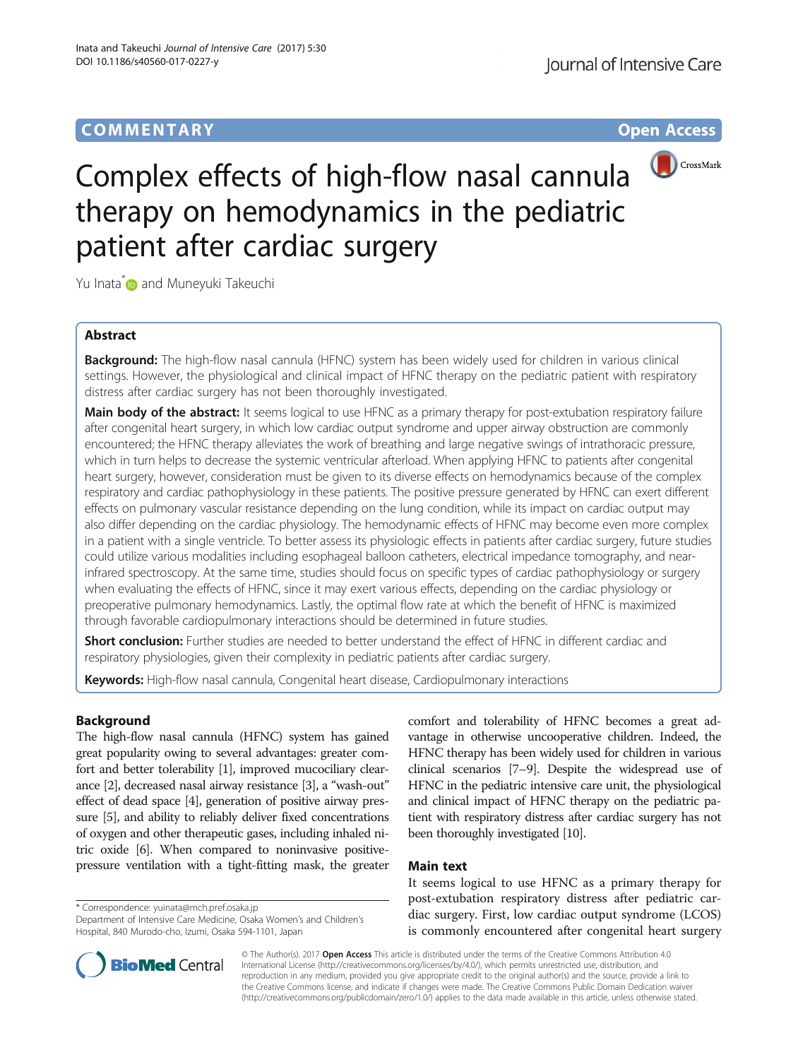COMMENTARY Open Access

# Complex effects of high-flow nasal cannula therapy on hemodynamics in the pediatric patient after cardiac surgery

Yu Inata* and Muneyuki Takeuchi

## Abstract

**Background:** The high-flow nasal cannula (HFNC) system has been widely used for children in various clinical settings. However, the physiological and clinical impact of HFNC therapy on the pediatric patient with respiratory distress after cardiac surgery has not been thoroughly investigated.

**Main body of the abstract:** It seems logical to use HFNC as a primary therapy for post-extubation respiratory failure after congenital heart surgery, in which low cardiac output syndrome and upper airway obstruction are commonly encountered; the HFNC therapy alleviates the work of breathing and large negative swings of intrathoracic pressure, which in turn helps to decrease the systemic ventricular afterload. When applying HFNC to patients after congenital heart surgery, however, consideration must be given to its diverse effects on hemodynamics because of the complex respiratory and cardiac pathophysiology in these patients. The positive pressure generated by HFNC can exert different effects on pulmonary vascular resistance depending on the lung condition, while its impact on cardiac output may also differ depending on the cardiac physiology. The hemodynamic effects of HFNC may become even more complex in a patient with a single ventricle. To better assess its physiologic effects in patients after cardiac surgery, future studies could utilize various modalities including esophageal balloon catheters, electrical impedance tomography, and near-infrared spectroscopy. At the same time, studies should focus on specific types of cardiac pathophysiology or surgery when evaluating the effects of HFNC, since it may exert various effects, depending on the cardiac physiology or preoperative pulmonary hemodynamics. Lastly, the optimal flow rate at which the benefit of HFNC is maximized through favorable cardiopulmonary interactions should be determined in future studies.

**Short conclusion:** Further studies are needed to better understand the effect of HFNC in different cardiac and respiratory physiologies, given their complexity in pediatric patients after cardiac surgery.

**Keywords:** High-flow nasal cannula, Congenital heart disease, Cardiopulmonary interactions

## Background

The high-flow nasal cannula (HFNC) system has gained great popularity owing to several advantages: greater comfort and better tolerability [1], improved mucociliary clearance [2], decreased nasal airway resistance [3], a "wash-out" effect of dead space [4], generation of positive airway pressure [5], and ability to reliably deliver fixed concentrations of oxygen and other therapeutic gases, including inhaled nitric oxide [6]. When compared to noninvasive positive-pressure ventilation with a tight-fitting mask, the greater comfort and tolerability of HFNC becomes a great advantage in otherwise uncooperative children. Indeed, the HFNC therapy has been widely used for children in various clinical scenarios [7–9]. Despite the widespread use of HFNC in the pediatric intensive care unit, the physiological and clinical impact of HFNC therapy on the pediatric patient with respiratory distress after cardiac surgery has not been thoroughly investigated [10].

## Main text

It seems logical to use HFNC as a primary therapy for post-extubation respiratory distress after pediatric cardiac surgery. First, low cardiac output syndrome (LCOS) is commonly encountered after congenital heart surgery

* Correspondence: yuinata@mch.pref.osaka.jp
Department of Intensive Care Medicine, Osaka Women's and Children's Hospital, 840 Murodo-cho, Izumi, Osaka 594-1101, Japan

© The Author(s). 2017 **Open Access** This article is distributed under the terms of the Creative Commons Attribution 4.0 International License (http://creativecommons.org/licenses/by/4.0/), which permits unrestricted use, distribution, and reproduction in any medium, provided you give appropriate credit to the original author(s) and the source, provide a link to the Creative Commons license, and indicate if changes were made. The Creative Commons Public Domain Dedication waiver (http://creativecommons.org/publicdomain/zero/1.0/) applies to the data made available in this article, unless otherwise stated.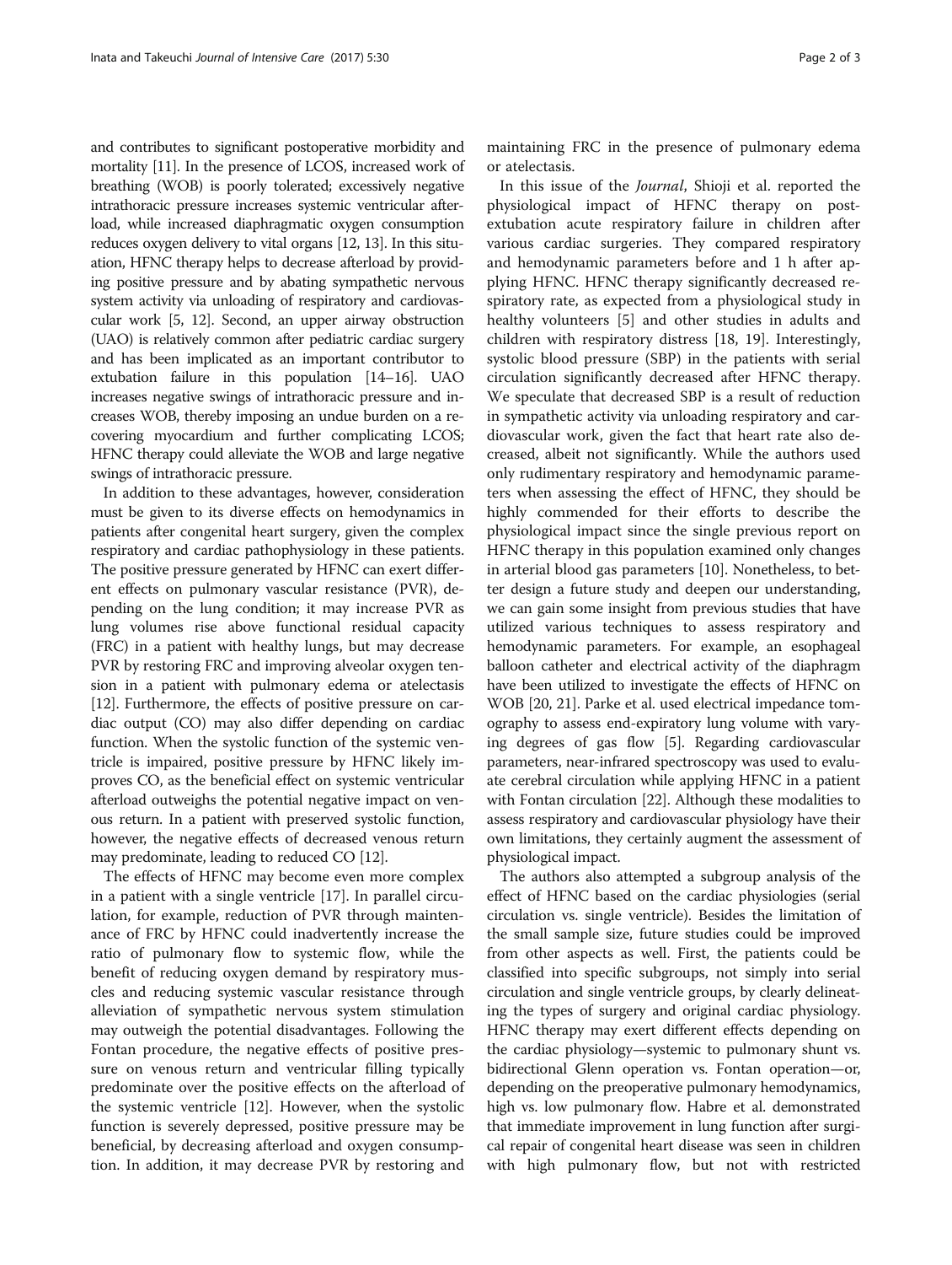and contributes to significant postoperative morbidity and mortality [11]. In the presence of LCOS, increased work of breathing (WOB) is poorly tolerated; excessively negative intrathoracic pressure increases systemic ventricular afterload, while increased diaphragmatic oxygen consumption reduces oxygen delivery to vital organs [12, 13]. In this situation, HFNC therapy helps to decrease afterload by providing positive pressure and by abating sympathetic nervous system activity via unloading of respiratory and cardiovascular work [5, 12]. Second, an upper airway obstruction (UAO) is relatively common after pediatric cardiac surgery and has been implicated as an important contributor to extubation failure in this population [14–16]. UAO increases negative swings of intrathoracic pressure and increases WOB, thereby imposing an undue burden on a recovering myocardium and further complicating LCOS; HFNC therapy could alleviate the WOB and large negative swings of intrathoracic pressure.

In addition to these advantages, however, consideration must be given to its diverse effects on hemodynamics in patients after congenital heart surgery, given the complex respiratory and cardiac pathophysiology in these patients. The positive pressure generated by HFNC can exert different effects on pulmonary vascular resistance (PVR), depending on the lung condition; it may increase PVR as lung volumes rise above functional residual capacity (FRC) in a patient with healthy lungs, but may decrease PVR by restoring FRC and improving alveolar oxygen tension in a patient with pulmonary edema or atelectasis [12]. Furthermore, the effects of positive pressure on cardiac output (CO) may also differ depending on cardiac function. When the systolic function of the systemic ventricle is impaired, positive pressure by HFNC likely improves CO, as the beneficial effect on systemic ventricular afterload outweighs the potential negative impact on venous return. In a patient with preserved systolic function, however, the negative effects of decreased venous return may predominate, leading to reduced CO [12].

The effects of HFNC may become even more complex in a patient with a single ventricle [17]. In parallel circulation, for example, reduction of PVR through maintenance of FRC by HFNC could inadvertently increase the ratio of pulmonary flow to systemic flow, while the benefit of reducing oxygen demand by respiratory muscles and reducing systemic vascular resistance through alleviation of sympathetic nervous system stimulation may outweigh the potential disadvantages. Following the Fontan procedure, the negative effects of positive pressure on venous return and ventricular filling typically predominate over the positive effects on the afterload of the systemic ventricle [12]. However, when the systolic function is severely depressed, positive pressure may be beneficial, by decreasing afterload and oxygen consumption. In addition, it may decrease PVR by restoring and maintaining FRC in the presence of pulmonary edema or atelectasis.

In this issue of the *Journal*, Shioji et al. reported the physiological impact of HFNC therapy on post-extubation acute respiratory failure in children after various cardiac surgeries. They compared respiratory and hemodynamic parameters before and 1 h after applying HFNC. HFNC therapy significantly decreased respiratory rate, as expected from a physiological study in healthy volunteers [5] and other studies in adults and children with respiratory distress [18, 19]. Interestingly, systolic blood pressure (SBP) in the patients with serial circulation significantly decreased after HFNC therapy. We speculate that decreased SBP is a result of reduction in sympathetic activity via unloading respiratory and cardiovascular work, given the fact that heart rate also decreased, albeit not significantly. While the authors used only rudimentary respiratory and hemodynamic parameters when assessing the effect of HFNC, they should be highly commended for their efforts to describe the physiological impact since the single previous report on HFNC therapy in this population examined only changes in arterial blood gas parameters [10]. Nonetheless, to better design a future study and deepen our understanding, we can gain some insight from previous studies that have utilized various techniques to assess respiratory and hemodynamic parameters. For example, an esophageal balloon catheter and electrical activity of the diaphragm have been utilized to investigate the effects of HFNC on WOB [20, 21]. Parke et al. used electrical impedance tomography to assess end-expiratory lung volume with varying degrees of gas flow [5]. Regarding cardiovascular parameters, near-infrared spectroscopy was used to evaluate cerebral circulation while applying HFNC in a patient with Fontan circulation [22]. Although these modalities to assess respiratory and cardiovascular physiology have their own limitations, they certainly augment the assessment of physiological impact.

The authors also attempted a subgroup analysis of the effect of HFNC based on the cardiac physiologies (serial circulation vs. single ventricle). Besides the limitation of the small sample size, future studies could be improved from other aspects as well. First, the patients could be classified into specific subgroups, not simply into serial circulation and single ventricle groups, by clearly delineating the types of surgery and original cardiac physiology. HFNC therapy may exert different effects depending on the cardiac physiology—systemic to pulmonary shunt vs. bidirectional Glenn operation vs. Fontan operation—or, depending on the preoperative pulmonary hemodynamics, high vs. low pulmonary flow. Habre et al. demonstrated that immediate improvement in lung function after surgical repair of congenital heart disease was seen in children with high pulmonary flow, but not with restricted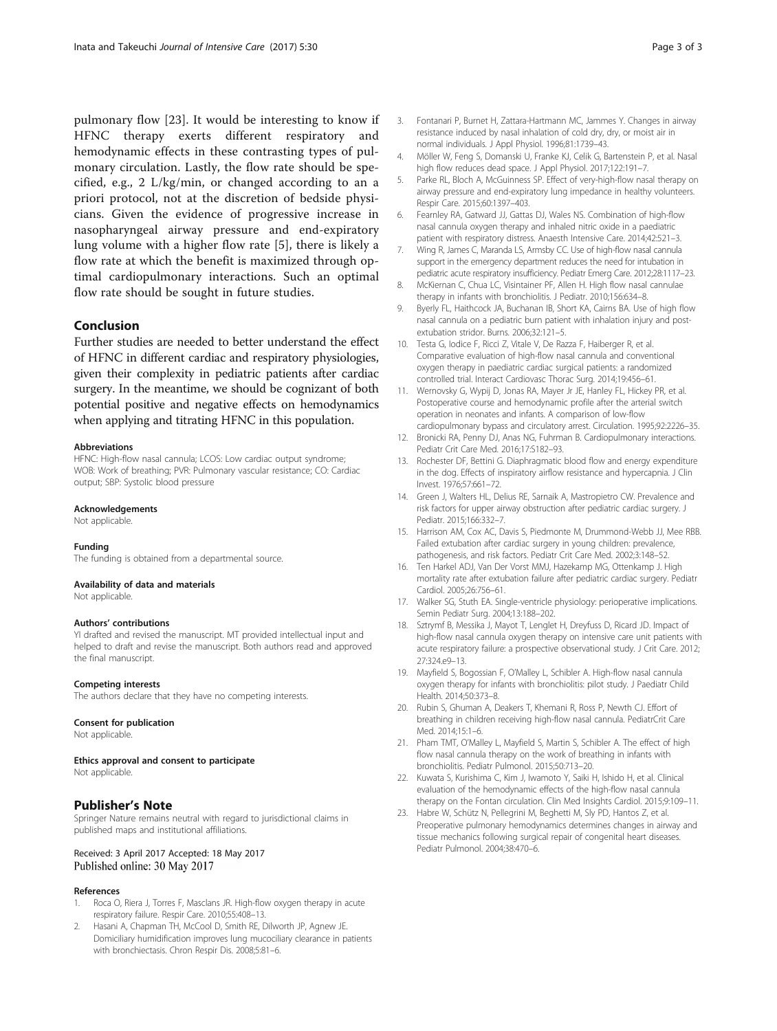pulmonary flow [23]. It would be interesting to know if HFNC therapy exerts different respiratory and hemodynamic effects in these contrasting types of pulmonary circulation. Lastly, the flow rate should be specified, e.g., 2 L/kg/min, or changed according to an a priori protocol, not at the discretion of bedside physicians. Given the evidence of progressive increase in nasopharyngeal airway pressure and end-expiratory lung volume with a higher flow rate [5], there is likely a flow rate at which the benefit is maximized through optimal cardiopulmonary interactions. Such an optimal flow rate should be sought in future studies.

## Conclusion

Further studies are needed to better understand the effect of HFNC in different cardiac and respiratory physiologies, given their complexity in pediatric patients after cardiac surgery. In the meantime, we should be cognizant of both potential positive and negative effects on hemodynamics when applying and titrating HFNC in this population.

#### Abbreviations

HFNC: High-flow nasal cannula; LCOS: Low cardiac output syndrome; WOB: Work of breathing; PVR: Pulmonary vascular resistance; CO: Cardiac output; SBP: Systolic blood pressure

#### Acknowledgements

Not applicable.

#### Funding

The funding is obtained from a departmental source.

#### Availability of data and materials

Not applicable.

#### Authors' contributions

YI drafted and revised the manuscript. MT provided intellectual input and helped to draft and revise the manuscript. Both authors read and approved the final manuscript.

#### Competing interests

The authors declare that they have no competing interests.

#### Consent for publication

Not applicable.

#### Ethics approval and consent to participate

Not applicable.

## Publisher's Note

Springer Nature remains neutral with regard to jurisdictional claims in published maps and institutional affiliations.

Received: 3 April 2017 Accepted: 18 May 2017
Published online: 30 May 2017

#### References

1. Roca O, Riera J, Torres F, Masclans JR. High-flow oxygen therapy in acute respiratory failure. Respir Care. 2010;55:408–13.
2. Hasani A, Chapman TH, McCool D, Smith RE, Dilworth JP, Agnew JE. Domiciliary humidification improves lung mucociliary clearance in patients with bronchiectasis. Chron Respir Dis. 2008;5:81–6.
3. Fontanari P, Burnet H, Zattara-Hartmann MC, Jammes Y. Changes in airway resistance induced by nasal inhalation of cold dry, dry, or moist air in normal individuals. J Appl Physiol. 1996;81:1739–43.
4. Möller W, Feng S, Domanski U, Franke KJ, Celik G, Bartenstein P, et al. Nasal high flow reduces dead space. J Appl Physiol. 2017;122:191–7.
5. Parke RL, Bloch A, McGuinness SP. Effect of very-high-flow nasal therapy on airway pressure and end-expiratory lung impedance in healthy volunteers. Respir Care. 2015;60:1397–403.
6. Fearnley RA, Gatward JJ, Gattas DJ, Wales NS. Combination of high-flow nasal cannula oxygen therapy and inhaled nitric oxide in a paediatric patient with respiratory distress. Anaesth Intensive Care. 2014;42:521–3.
7. Wing R, James C, Maranda LS, Armsby CC. Use of high-flow nasal cannula support in the emergency department reduces the need for intubation in pediatric acute respiratory insufficiency. Pediatr Emerg Care. 2012;28:1117–23.
8. McKiernan C, Chua LC, Visintainer PF, Allen H. High flow nasal cannulae therapy in infants with bronchiolitis. J Pediatr. 2010;156:634–8.
9. Byerly FL, Haithcock JA, Buchanan IB, Short KA, Cairns BA. Use of high flow nasal cannula on a pediatric burn patient with inhalation injury and post-extubation stridor. Burns. 2006;32:121–5.
10. Testa G, Iodice F, Ricci Z, Vitale V, De Razza F, Haiberger R, et al. Comparative evaluation of high-flow nasal cannula and conventional oxygen therapy in paediatric cardiac surgical patients: a randomized controlled trial. Interact Cardiovasc Thorac Surg. 2014;19:456–61.
11. Wernovsky G, Wypij D, Jonas RA, Mayer Jr JE, Hanley FL, Hickey PR, et al. Postoperative course and hemodynamic profile after the arterial switch operation in neonates and infants. A comparison of low-flow cardiopulmonary bypass and circulatory arrest. Circulation. 1995;92:2226–35.
12. Bronicki RA, Penny DJ, Anas NG, Fuhrman B. Cardiopulmonary interactions. Pediatr Crit Care Med. 2016;17:S182–93.
13. Rochester DF, Bettini G. Diaphragmatic blood flow and energy expenditure in the dog. Effects of inspiratory airflow resistance and hypercapnia. J Clin Invest. 1976;57:661–72.
14. Green J, Walters HL, Delius RE, Sarnaik A, Mastropietro CW. Prevalence and risk factors for upper airway obstruction after pediatric cardiac surgery. J Pediatr. 2015;166:332–7.
15. Harrison AM, Cox AC, Davis S, Piedmonte M, Drummond-Webb JJ, Mee RBB. Failed extubation after cardiac surgery in young children: prevalence, pathogenesis, and risk factors. Pediatr Crit Care Med. 2002;3:148–52.
16. Ten Harkel ADJ, Van Der Vorst MMJ, Hazekamp MG, Ottenkamp J. High mortality rate after extubation failure after pediatric cardiac surgery. Pediatr Cardiol. 2005;26:756–61.
17. Walker SG, Stuth EA. Single-ventricle physiology: perioperative implications. Semin Pediatr Surg. 2004;13:188–202.
18. Sztrymf B, Messika J, Mayot T, Lenglet H, Dreyfuss D, Ricard JD. Impact of high-flow nasal cannula oxygen therapy on intensive care unit patients with acute respiratory failure: a prospective observational study. J Crit Care. 2012; 27:324.e9–13.
19. Mayfield S, Bogossian F, O'Malley L, Schibler A. High-flow nasal cannula oxygen therapy for infants with bronchiolitis: pilot study. J Paediatr Child Health. 2014;50:373–8.
20. Rubin S, Ghuman A, Deakers T, Khemani R, Ross P, Newth CJ. Effort of breathing in children receiving high-flow nasal cannula. PediatrCrit Care Med. 2014;15:1–6.
21. Pham TMT, O'Malley L, Mayfield S, Martin S, Schibler A. The effect of high flow nasal cannula therapy on the work of breathing in infants with bronchiolitis. Pediatr Pulmonol. 2015;50:713–20.
22. Kuwata S, Kurishima C, Kim J, Iwamoto Y, Saiki H, Ishido H, et al. Clinical evaluation of the hemodynamic effects of the high-flow nasal cannula therapy on the Fontan circulation. Clin Med Insights Cardiol. 2015;9:109–11.
23. Habre W, Schütz N, Pellegrini M, Beghetti M, Sly PD, Hantos Z, et al. Preoperative pulmonary hemodynamics determines changes in airway and tissue mechanics following surgical repair of congenital heart diseases. Pediatr Pulmonol. 2004;38:470–6.